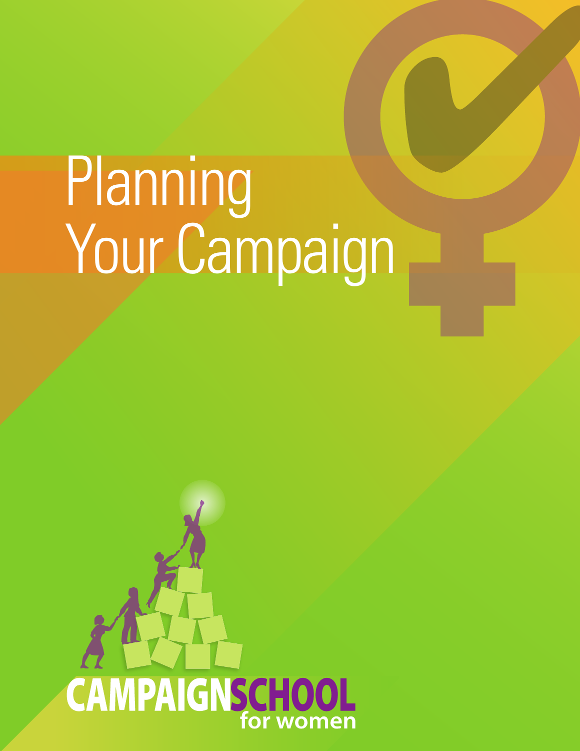# Planning Your Campaign

CAMPAIGN SCHOOL for women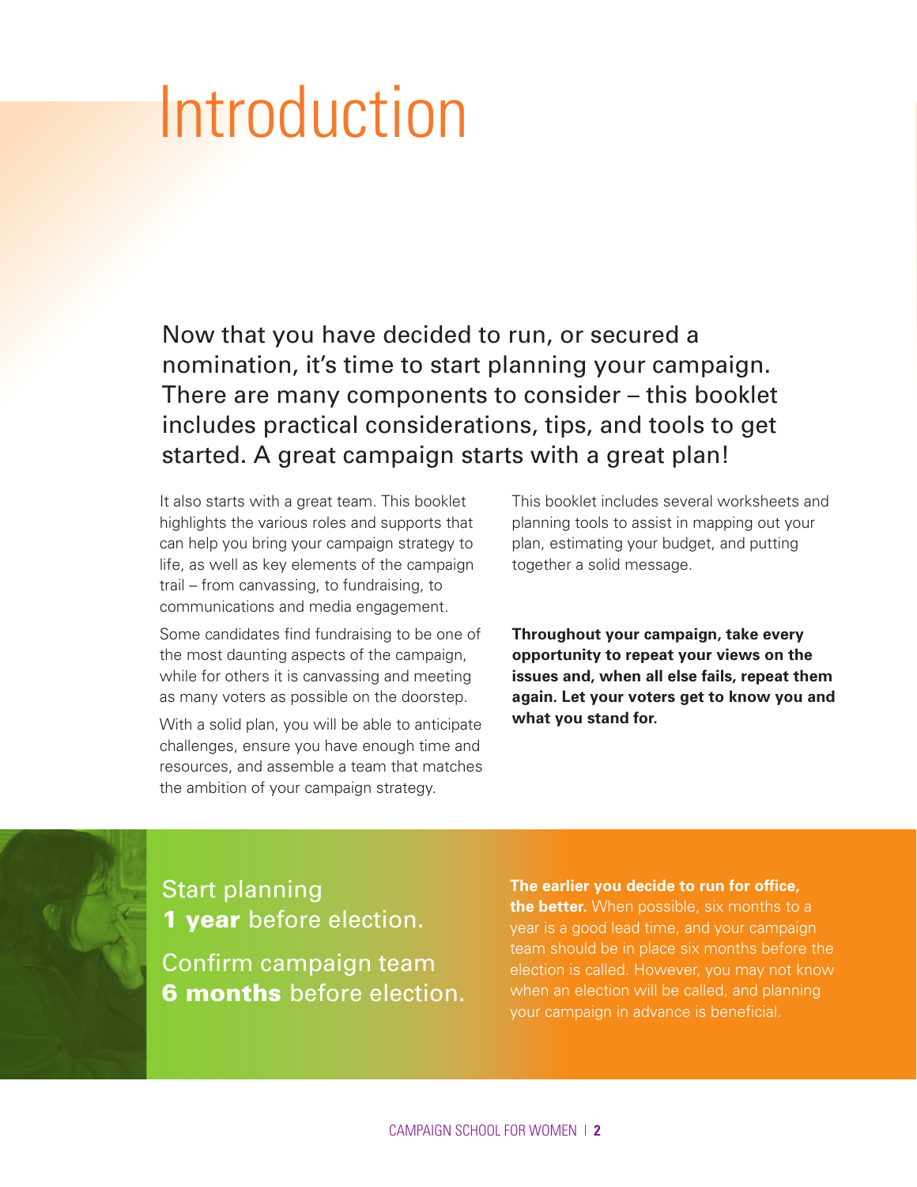# Introduction

Now that you have decided to run, or secured a nomination, it's time to start planning your campaign. There are many components to consider – this booklet includes practical considerations, tips, and tools to get started. A great campaign starts with a great plan!

It also starts with a great team. This booklet highlights the various roles and supports that can help you bring your campaign strategy to life, as well as key elements of the campaign trail – from canvassing, to fundraising, to communications and media engagement.

Some candidates find fundraising to be one of the most daunting aspects of the campaign, while for others it is canvassing and meeting as many voters as possible on the doorstep.

With a solid plan, you will be able to anticipate challenges, ensure you have enough time and resources, and assemble a team that matches the ambition of your campaign strategy.

This booklet includes several worksheets and planning tools to assist in mapping out your plan, estimating your budget, and putting together a solid message.

**Throughout your campaign, take every opportunity to repeat your views on the issues and, when all else fails, repeat them again. Let your voters get to know you and what you stand for.**

Start planning **1 year** before election.

Confirm campaign team **6 months** before election.

**The earlier you decide to run for office, the better.** When possible, six months to a year is a good lead time, and your campaign team should be in place six months before the election is called. However, you may not know when an election will be called, and planning your campaign in advance is beneficial.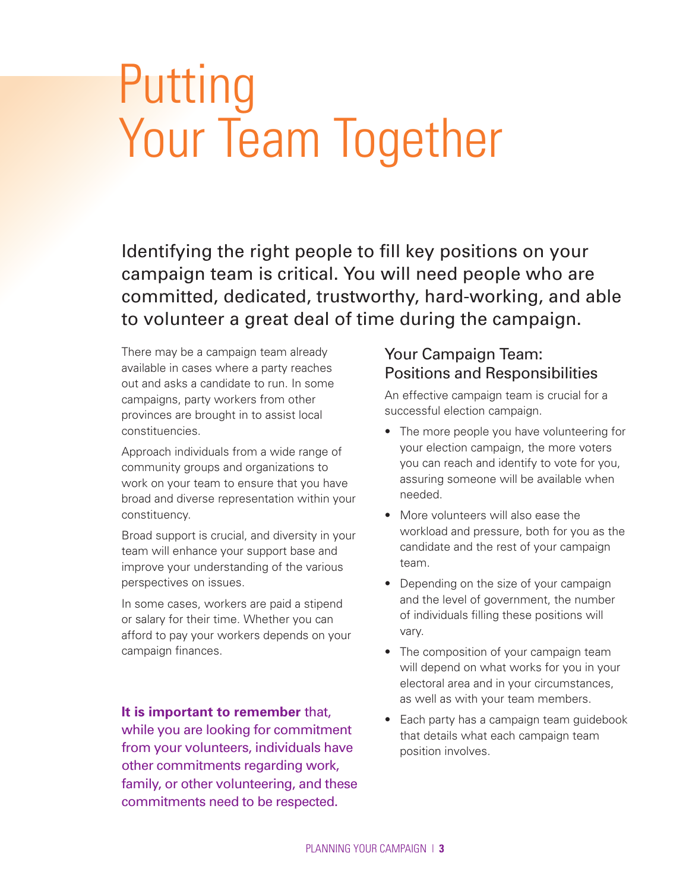# Putting Your Team Together

Identifying the right people to fill key positions on your campaign team is critical. You will need people who are committed, dedicated, trustworthy, hard-working, and able to volunteer a great deal of time during the campaign.

There may be a campaign team already available in cases where a party reaches out and asks a candidate to run. In some campaigns, party workers from other provinces are brought in to assist local constituencies.

Approach individuals from a wide range of community groups and organizations to work on your team to ensure that you have broad and diverse representation within your constituency.

Broad support is crucial, and diversity in your team will enhance your support base and improve your understanding of the various perspectives on issues.

In some cases, workers are paid a stipend or salary for their time. Whether you can afford to pay your workers depends on your campaign finances.

**It is important to remember** that, while you are looking for commitment from your volunteers, individuals have other commitments regarding work, family, or other volunteering, and these commitments need to be respected.

## Your Campaign Team: Positions and Responsibilities

An effective campaign team is crucial for a successful election campaign.

- The more people you have volunteering for your election campaign, the more voters you can reach and identify to vote for you, assuring someone will be available when needed.
- More volunteers will also ease the workload and pressure, both for you as the candidate and the rest of your campaign team.
- Depending on the size of your campaign and the level of government, the number of individuals filling these positions will vary.
- The composition of your campaign team will depend on what works for you in your electoral area and in your circumstances, as well as with your team members.
- Each party has a campaign team guidebook that details what each campaign team position involves.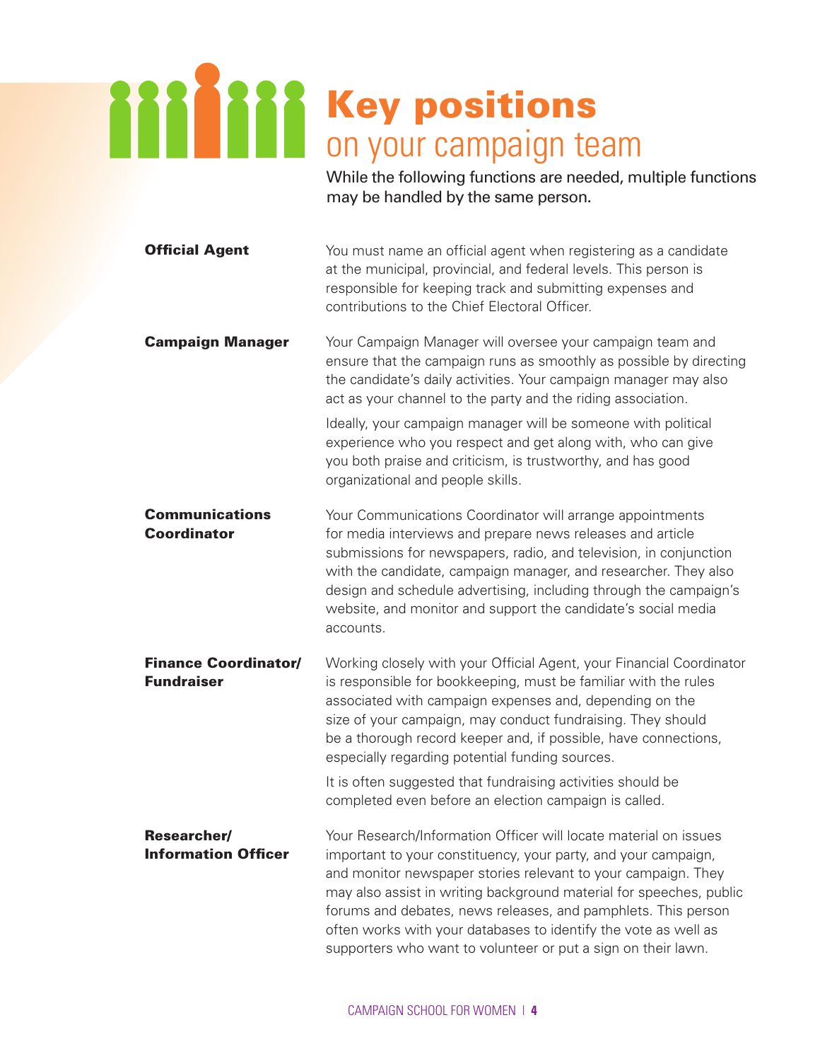# Key positions on your campaign team

While the following functions are needed, multiple functions may be handled by the same person.

**Official Agent**

You must name an official agent when registering as a candidate at the municipal, provincial, and federal levels. This person is responsible for keeping track and submitting expenses and contributions to the Chief Electoral Officer.

**Campaign Manager**

Your Campaign Manager will oversee your campaign team and ensure that the campaign runs as smoothly as possible by directing the candidate's daily activities. Your campaign manager may also act as your channel to the party and the riding association.

Ideally, your campaign manager will be someone with political experience who you respect and get along with, who can give you both praise and criticism, is trustworthy, and has good organizational and people skills.

**Communications Coordinator**

Your Communications Coordinator will arrange appointments for media interviews and prepare news releases and article submissions for newspapers, radio, and television, in conjunction with the candidate, campaign manager, and researcher. They also design and schedule advertising, including through the campaign's website, and monitor and support the candidate's social media accounts.

**Finance Coordinator/ Fundraiser**

Working closely with your Official Agent, your Financial Coordinator is responsible for bookkeeping, must be familiar with the rules associated with campaign expenses and, depending on the size of your campaign, may conduct fundraising. They should be a thorough record keeper and, if possible, have connections, especially regarding potential funding sources.

It is often suggested that fundraising activities should be completed even before an election campaign is called.

**Researcher/ Information Officer**

Your Research/Information Officer will locate material on issues important to your constituency, your party, and your campaign, and monitor newspaper stories relevant to your campaign. They may also assist in writing background material for speeches, public forums and debates, news releases, and pamphlets. This person often works with your databases to identify the vote as well as supporters who want to volunteer or put a sign on their lawn.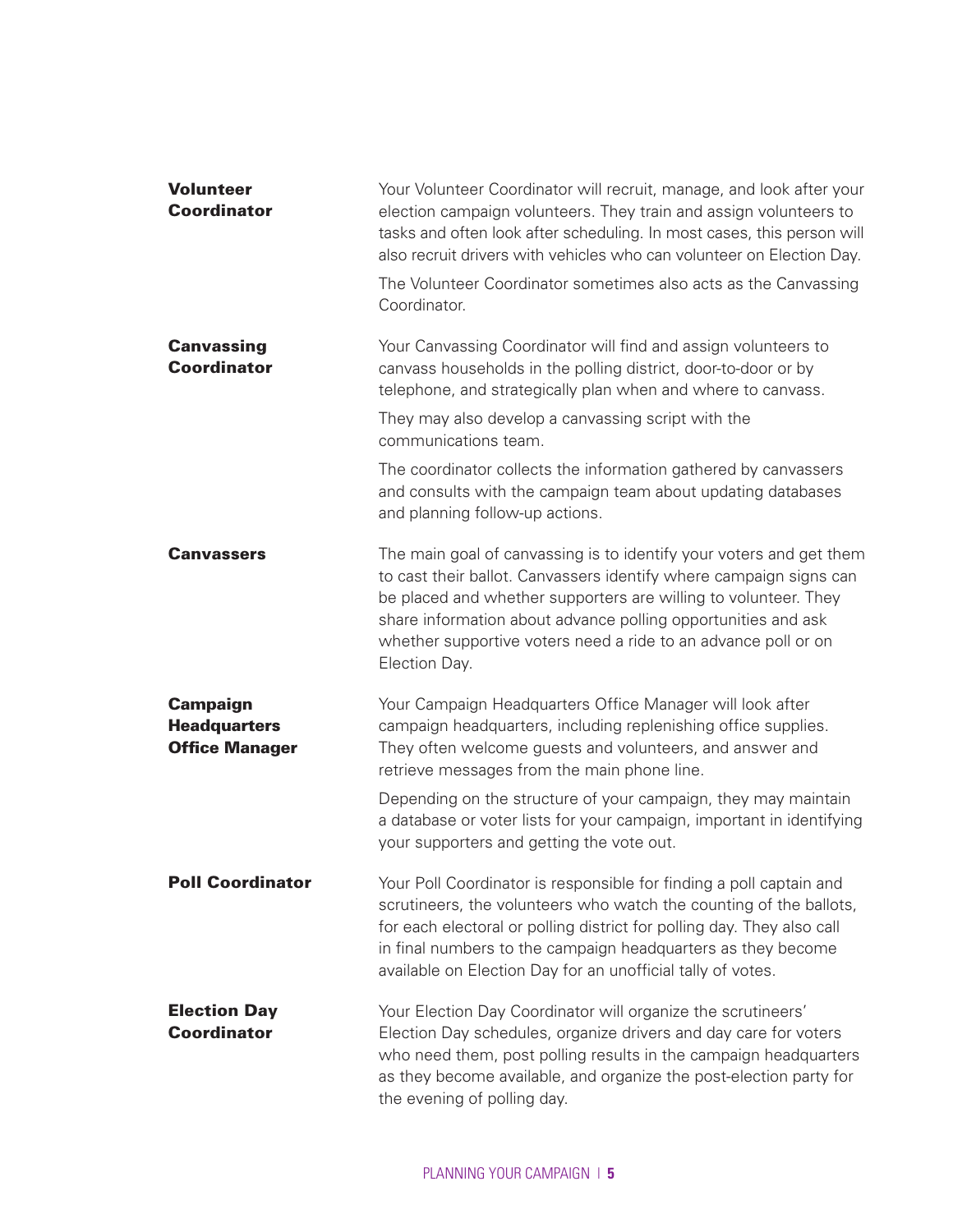**Volunteer Coordinator**

Your Volunteer Coordinator will recruit, manage, and look after your election campaign volunteers. They train and assign volunteers to tasks and often look after scheduling. In most cases, this person will also recruit drivers with vehicles who can volunteer on Election Day.

The Volunteer Coordinator sometimes also acts as the Canvassing Coordinator.

**Canvassing Coordinator**

Your Canvassing Coordinator will find and assign volunteers to canvass households in the polling district, door-to-door or by telephone, and strategically plan when and where to canvass.

They may also develop a canvassing script with the communications team.

The coordinator collects the information gathered by canvassers and consults with the campaign team about updating databases and planning follow-up actions.

**Canvassers**

The main goal of canvassing is to identify your voters and get them to cast their ballot. Canvassers identify where campaign signs can be placed and whether supporters are willing to volunteer. They share information about advance polling opportunities and ask whether supportive voters need a ride to an advance poll or on Election Day.

**Campaign Headquarters Office Manager**

Your Campaign Headquarters Office Manager will look after campaign headquarters, including replenishing office supplies. They often welcome guests and volunteers, and answer and retrieve messages from the main phone line.

Depending on the structure of your campaign, they may maintain a database or voter lists for your campaign, important in identifying your supporters and getting the vote out.

**Poll Coordinator**

Your Poll Coordinator is responsible for finding a poll captain and scrutineers, the volunteers who watch the counting of the ballots, for each electoral or polling district for polling day. They also call in final numbers to the campaign headquarters as they become available on Election Day for an unofficial tally of votes.

**Election Day Coordinator**

Your Election Day Coordinator will organize the scrutineers' Election Day schedules, organize drivers and day care for voters who need them, post polling results in the campaign headquarters as they become available, and organize the post-election party for the evening of polling day.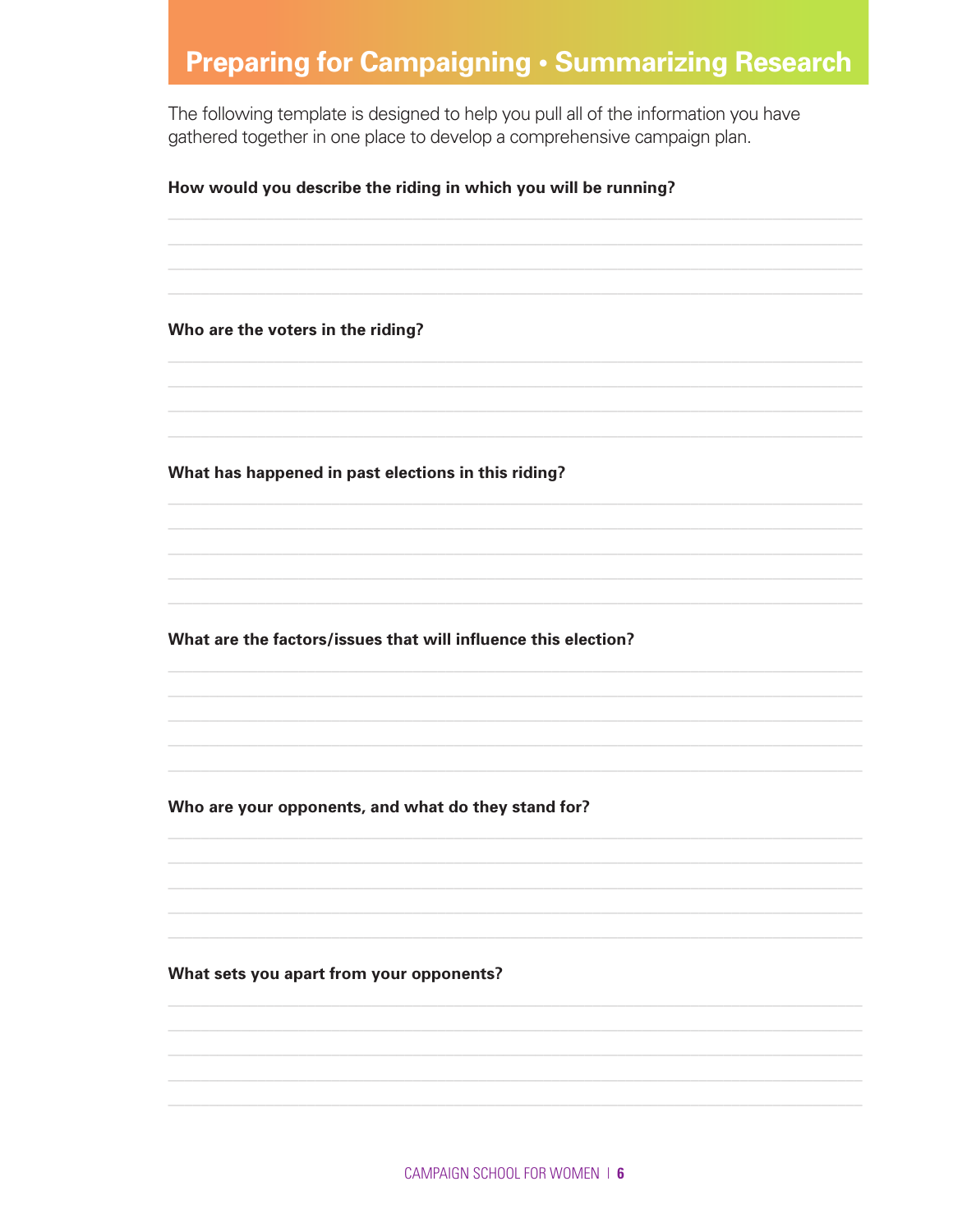# Preparing for Campaigning • Summarizing Research

The following template is designed to help you pull all of the information you have gathered together in one place to develop a comprehensive campaign plan.

**How would you describe the riding in which you will be running?**

**Who are the voters in the riding?**

**What has happened in past elections in this riding?**

**What are the factors/issues that will influence this election?**

**Who are your opponents, and what do they stand for?**

**What sets you apart from your opponents?**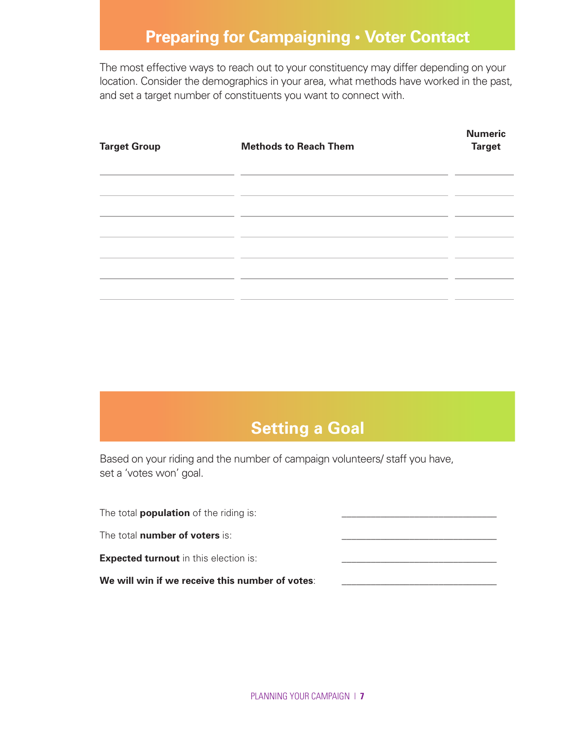## Preparing for Campaigning • Voter Contact

The most effective ways to reach out to your constituency may differ depending on your location. Consider the demographics in your area, what methods have worked in the past, and set a target number of constituents you want to connect with.

| Target Group | Methods to Reach Them | Numeric Target |
|---|---|---|
| | | |
| | | |
| | | |
| | | |
| | | |
| | | |
| | | |

## Setting a Goal

Based on your riding and the number of campaign volunteers/ staff you have, set a 'votes won' goal.

The total **population** of the riding is: ______________________________

The total **number of voters** is: ______________________________

**Expected turnout** in this election is: ______________________________

**We will win if we receive this number of votes**: ______________________________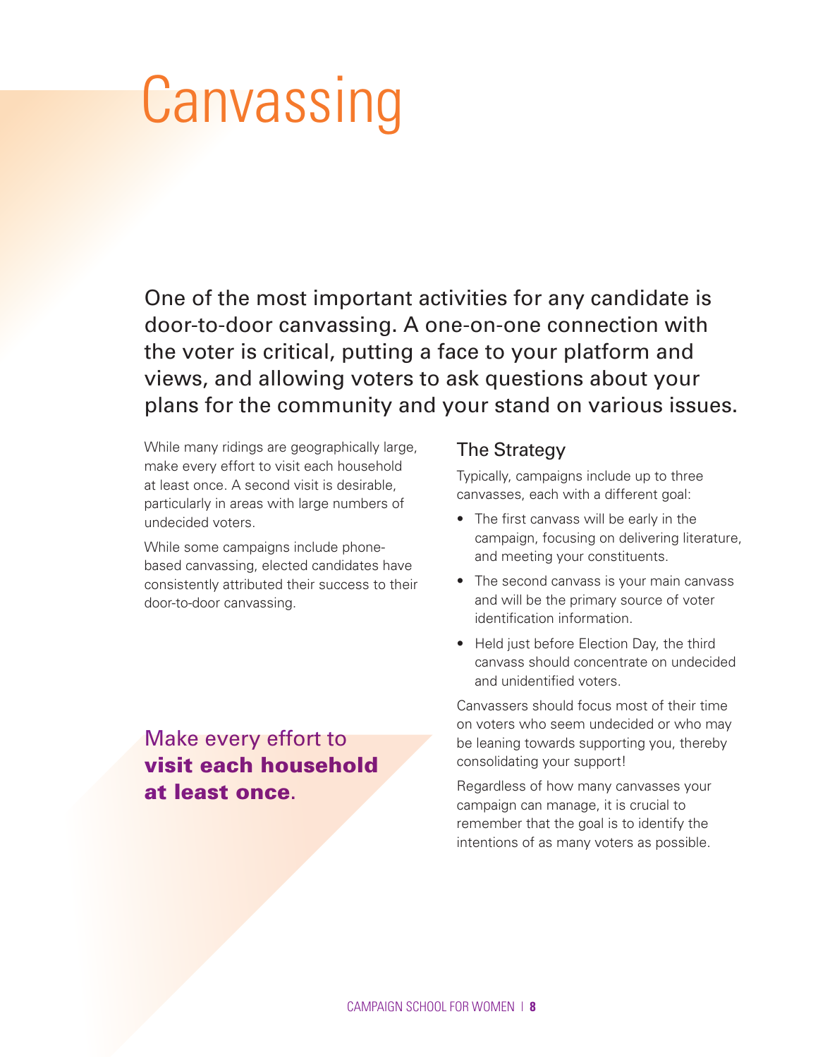# Canvassing

One of the most important activities for any candidate is door-to-door canvassing. A one-on-one connection with the voter is critical, putting a face to your platform and views, and allowing voters to ask questions about your plans for the community and your stand on various issues.

While many ridings are geographically large, make every effort to visit each household at least once. A second visit is desirable, particularly in areas with large numbers of undecided voters.

While some campaigns include phone-based canvassing, elected candidates have consistently attributed their success to their door-to-door canvassing.

Make every effort to **visit each household at least once**.

## The Strategy

Typically, campaigns include up to three canvasses, each with a different goal:

- The first canvass will be early in the campaign, focusing on delivering literature, and meeting your constituents.
- The second canvass is your main canvass and will be the primary source of voter identification information.
- Held just before Election Day, the third canvass should concentrate on undecided and unidentified voters.

Canvassers should focus most of their time on voters who seem undecided or who may be leaning towards supporting you, thereby consolidating your support!

Regardless of how many canvasses your campaign can manage, it is crucial to remember that the goal is to identify the intentions of as many voters as possible.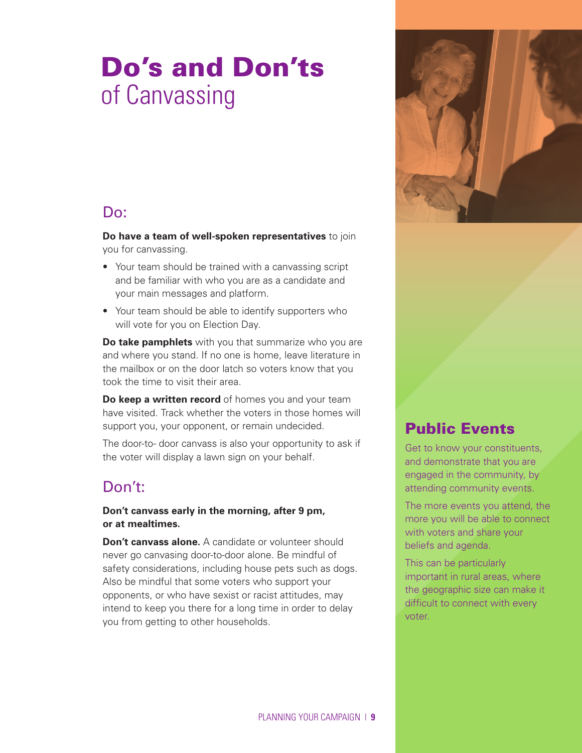# Do's and Don'ts of Canvassing

## Do:

**Do have a team of well-spoken representatives** to join you for canvassing.

- Your team should be trained with a canvassing script and be familiar with who you are as a candidate and your main messages and platform.
- Your team should be able to identify supporters who will vote for you on Election Day.

**Do take pamphlets** with you that summarize who you are and where you stand. If no one is home, leave literature in the mailbox or on the door latch so voters know that you took the time to visit their area.

**Do keep a written record** of homes you and your team have visited. Track whether the voters in those homes will support you, your opponent, or remain undecided.

The door-to- door canvass is also your opportunity to ask if the voter will display a lawn sign on your behalf.

## Don't:

**Don't canvass early in the morning, after 9 pm, or at mealtimes.**

**Don't canvass alone.** A candidate or volunteer should never go canvasing door-to-door alone. Be mindful of safety considerations, including house pets such as dogs. Also be mindful that some voters who support your opponents, or who have sexist or racist attitudes, may intend to keep you there for a long time in order to delay you from getting to other households.

## Public Events

Get to know your constituents, and demonstrate that you are engaged in the community, by attending community events.

The more events you attend, the more you will be able to connect with voters and share your beliefs and agenda.

This can be particularly important in rural areas, where the geographic size can make it difficult to connect with every voter.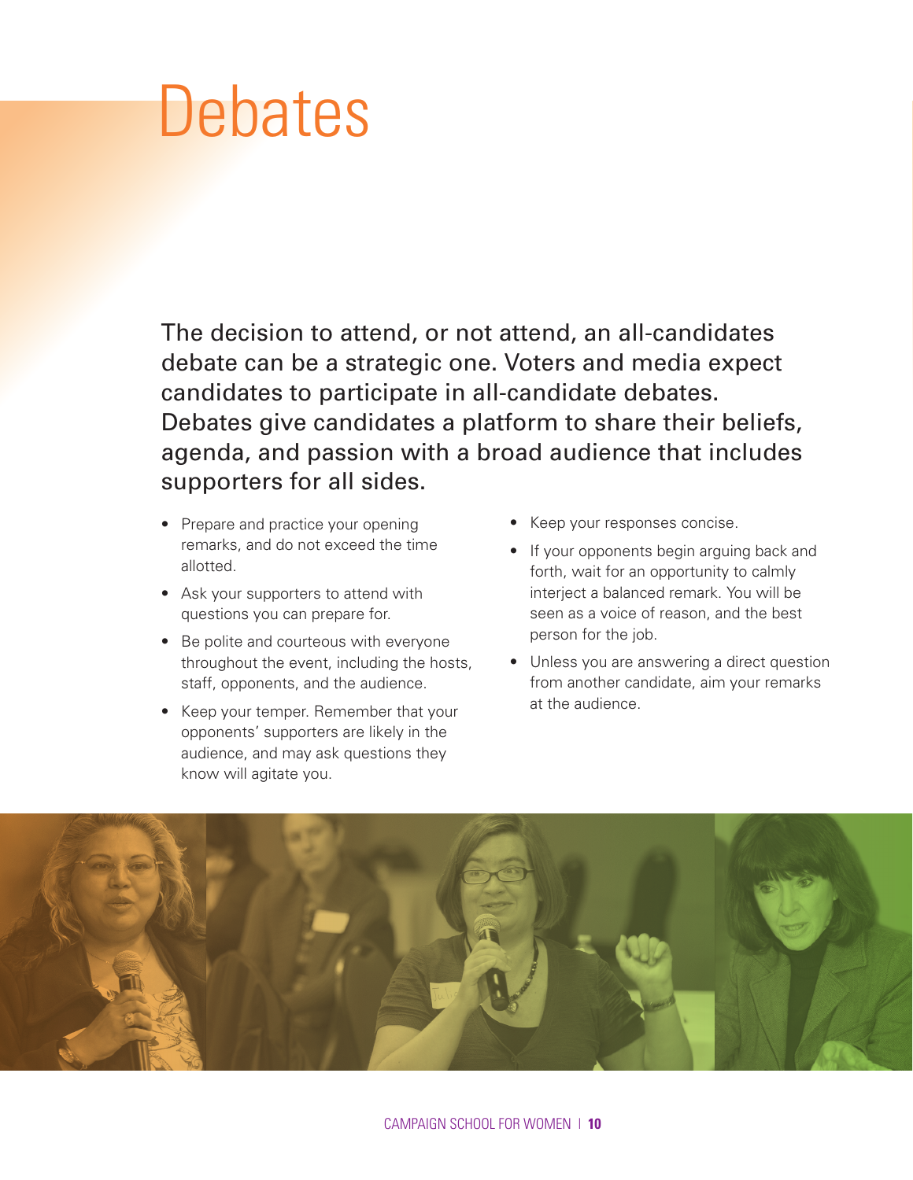# Debates

The decision to attend, or not attend, an all-candidates debate can be a strategic one. Voters and media expect candidates to participate in all-candidate debates. Debates give candidates a platform to share their beliefs, agenda, and passion with a broad audience that includes supporters for all sides.

- Prepare and practice your opening remarks, and do not exceed the time allotted.
- Ask your supporters to attend with questions you can prepare for.
- Be polite and courteous with everyone throughout the event, including the hosts, staff, opponents, and the audience.
- Keep your temper. Remember that your opponents' supporters are likely in the audience, and may ask questions they know will agitate you.
- Keep your responses concise.
- If your opponents begin arguing back and forth, wait for an opportunity to calmly interject a balanced remark. You will be seen as a voice of reason, and the best person for the job.
- Unless you are answering a direct question from another candidate, aim your remarks at the audience.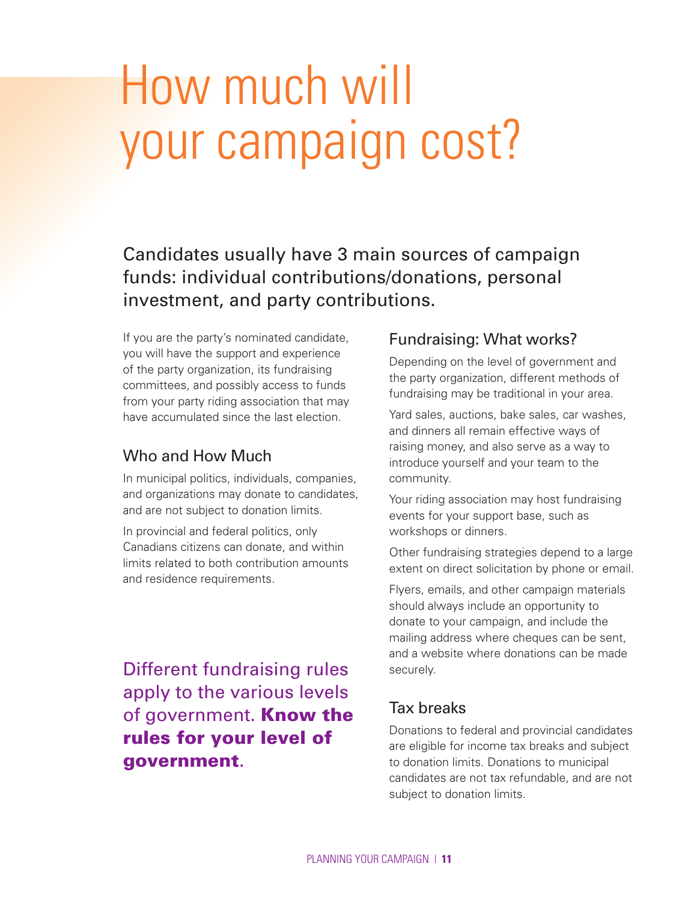# How much will your campaign cost?

## Candidates usually have 3 main sources of campaign funds: individual contributions/donations, personal investment, and party contributions.

If you are the party's nominated candidate, you will have the support and experience of the party organization, its fundraising committees, and possibly access to funds from your party riding association that may have accumulated since the last election.

### Who and How Much

In municipal politics, individuals, companies, and organizations may donate to candidates, and are not subject to donation limits.

In provincial and federal politics, only Canadians citizens can donate, and within limits related to both contribution amounts and residence requirements.

Different fundraising rules apply to the various levels of government. **Know the rules for your level of government**.

### Fundraising: What works?

Depending on the level of government and the party organization, different methods of fundraising may be traditional in your area.

Yard sales, auctions, bake sales, car washes, and dinners all remain effective ways of raising money, and also serve as a way to introduce yourself and your team to the community.

Your riding association may host fundraising events for your support base, such as workshops or dinners.

Other fundraising strategies depend to a large extent on direct solicitation by phone or email.

Flyers, emails, and other campaign materials should always include an opportunity to donate to your campaign, and include the mailing address where cheques can be sent, and a website where donations can be made securely.

### Tax breaks

Donations to federal and provincial candidates are eligible for income tax breaks and subject to donation limits. Donations to municipal candidates are not tax refundable, and are not subject to donation limits.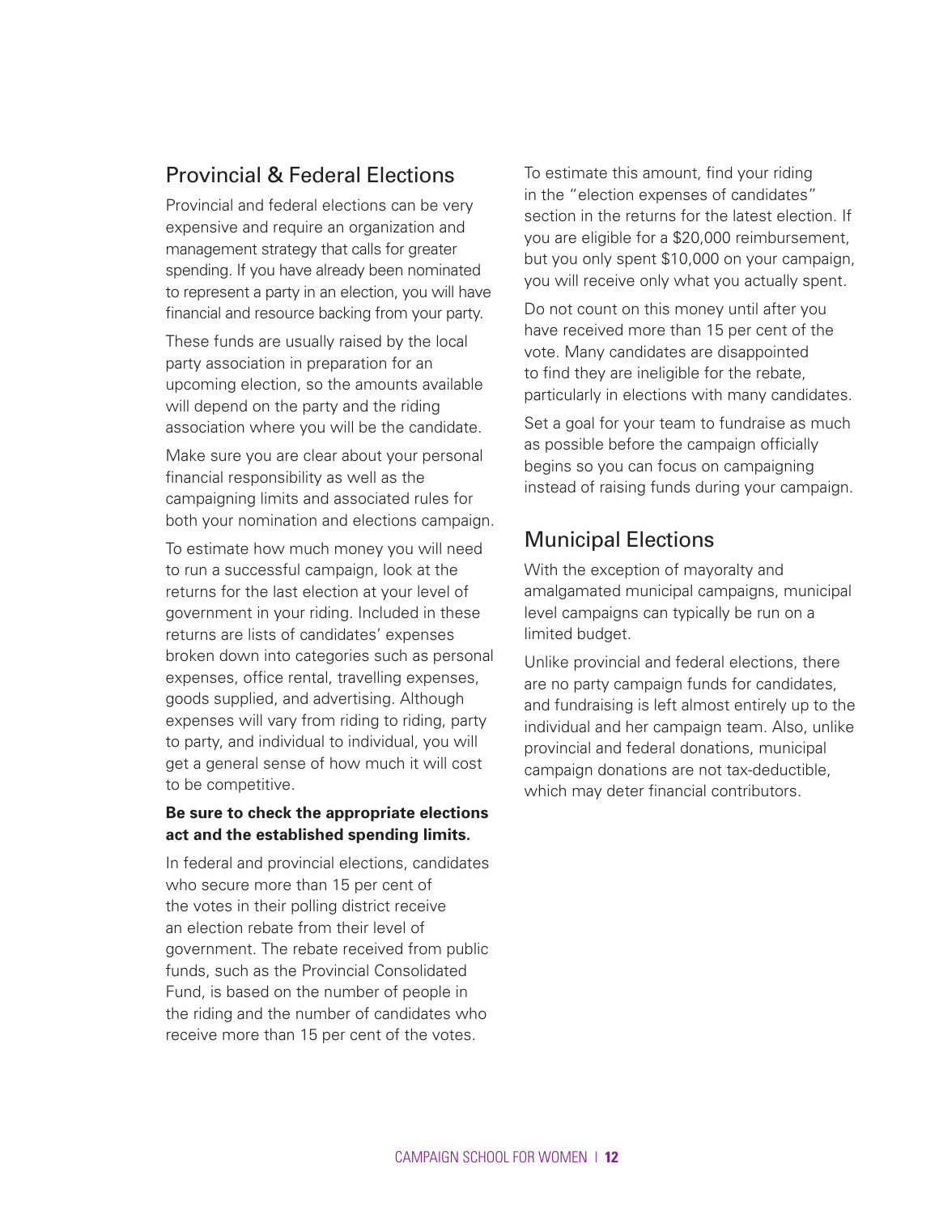## Provincial & Federal Elections

Provincial and federal elections can be very expensive and require an organization and management strategy that calls for greater spending. If you have already been nominated to represent a party in an election, you will have financial and resource backing from your party.

These funds are usually raised by the local party association in preparation for an upcoming election, so the amounts available will depend on the party and the riding association where you will be the candidate.

Make sure you are clear about your personal financial responsibility as well as the campaigning limits and associated rules for both your nomination and elections campaign.

To estimate how much money you will need to run a successful campaign, look at the returns for the last election at your level of government in your riding. Included in these returns are lists of candidates' expenses broken down into categories such as personal expenses, office rental, travelling expenses, goods supplied, and advertising. Although expenses will vary from riding to riding, party to party, and individual to individual, you will get a general sense of how much it will cost to be competitive.

**Be sure to check the appropriate elections act and the established spending limits.**

In federal and provincial elections, candidates who secure more than 15 per cent of the votes in their polling district receive an election rebate from their level of government. The rebate received from public funds, such as the Provincial Consolidated Fund, is based on the number of people in the riding and the number of candidates who receive more than 15 per cent of the votes.

To estimate this amount, find your riding in the "election expenses of candidates" section in the returns for the latest election. If you are eligible for a $20,000 reimbursement, but you only spent $10,000 on your campaign, you will receive only what you actually spent.

Do not count on this money until after you have received more than 15 per cent of the vote. Many candidates are disappointed to find they are ineligible for the rebate, particularly in elections with many candidates.

Set a goal for your team to fundraise as much as possible before the campaign officially begins so you can focus on campaigning instead of raising funds during your campaign.

## Municipal Elections

With the exception of mayoralty and amalgamated municipal campaigns, municipal level campaigns can typically be run on a limited budget.

Unlike provincial and federal elections, there are no party campaign funds for candidates, and fundraising is left almost entirely up to the individual and her campaign team. Also, unlike provincial and federal donations, municipal campaign donations are not tax-deductible, which may deter financial contributors.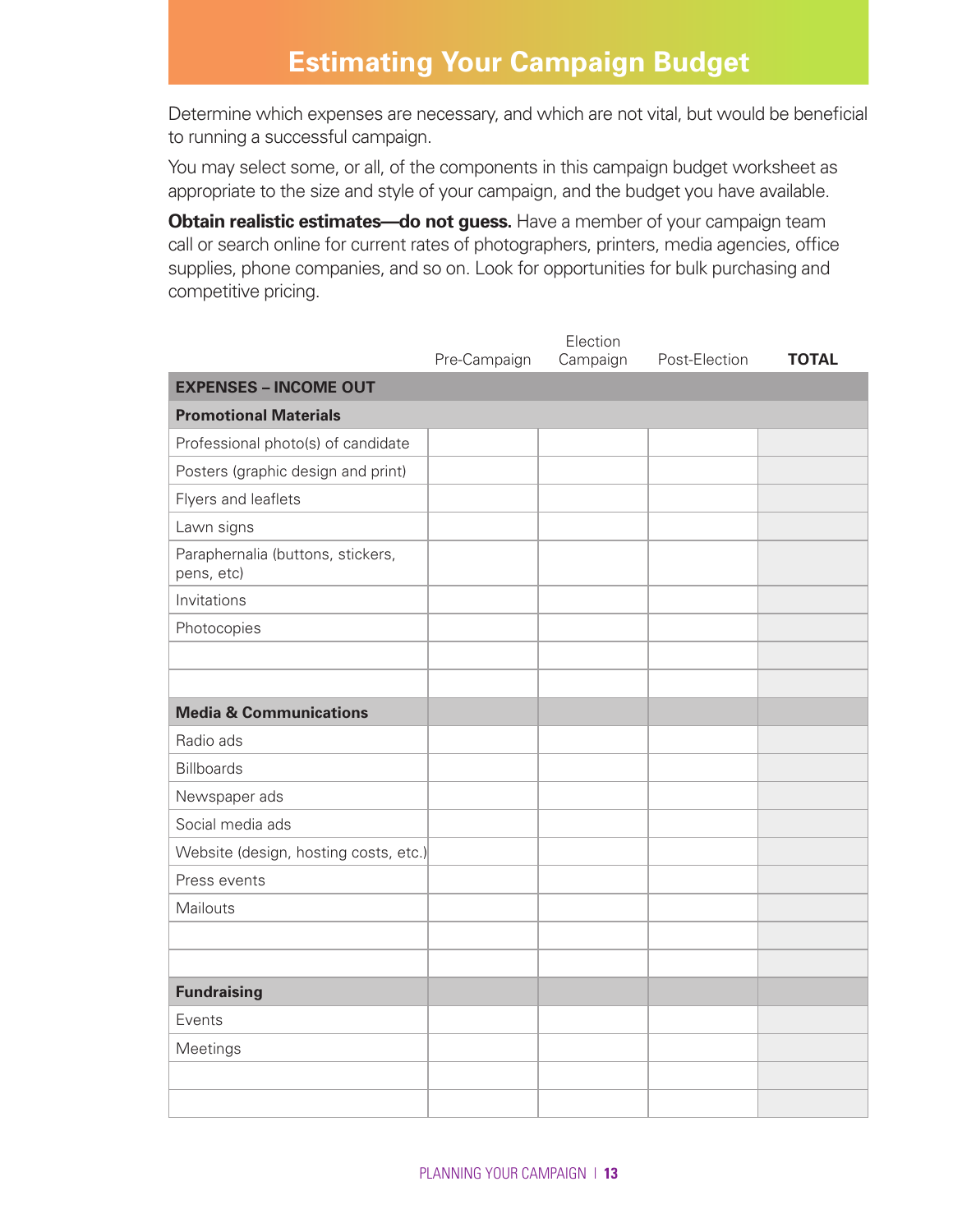# Estimating Your Campaign Budget

Determine which expenses are necessary, and which are not vital, but would be beneficial to running a successful campaign.

You may select some, or all, of the components in this campaign budget worksheet as appropriate to the size and style of your campaign, and the budget you have available.

**Obtain realistic estimates—do not guess.** Have a member of your campaign team call or search online for current rates of photographers, printers, media agencies, office supplies, phone companies, and so on. Look for opportunities for bulk purchasing and competitive pricing.

| | Pre-Campaign | Election Campaign | Post-Election | **TOTAL** |
|---|---|---|---|---|
| **EXPENSES – INCOME OUT** | | | | |
| **Promotional Materials** | | | | |
| Professional photo(s) of candidate | | | | |
| Posters (graphic design and print) | | | | |
| Flyers and leaflets | | | | |
| Lawn signs | | | | |
| Paraphernalia (buttons, stickers, pens, etc) | | | | |
| Invitations | | | | |
| Photocopies | | | | |
| | | | | |
| | | | | |
| **Media & Communications** | | | | |
| Radio ads | | | | |
| Billboards | | | | |
| Newspaper ads | | | | |
| Social media ads | | | | |
| Website (design, hosting costs, etc.) | | | | |
| Press events | | | | |
| Mailouts | | | | |
| | | | | |
| | | | | |
| **Fundraising** | | | | |
| Events | | | | |
| Meetings | | | | |
| | | | | |
| | | | | |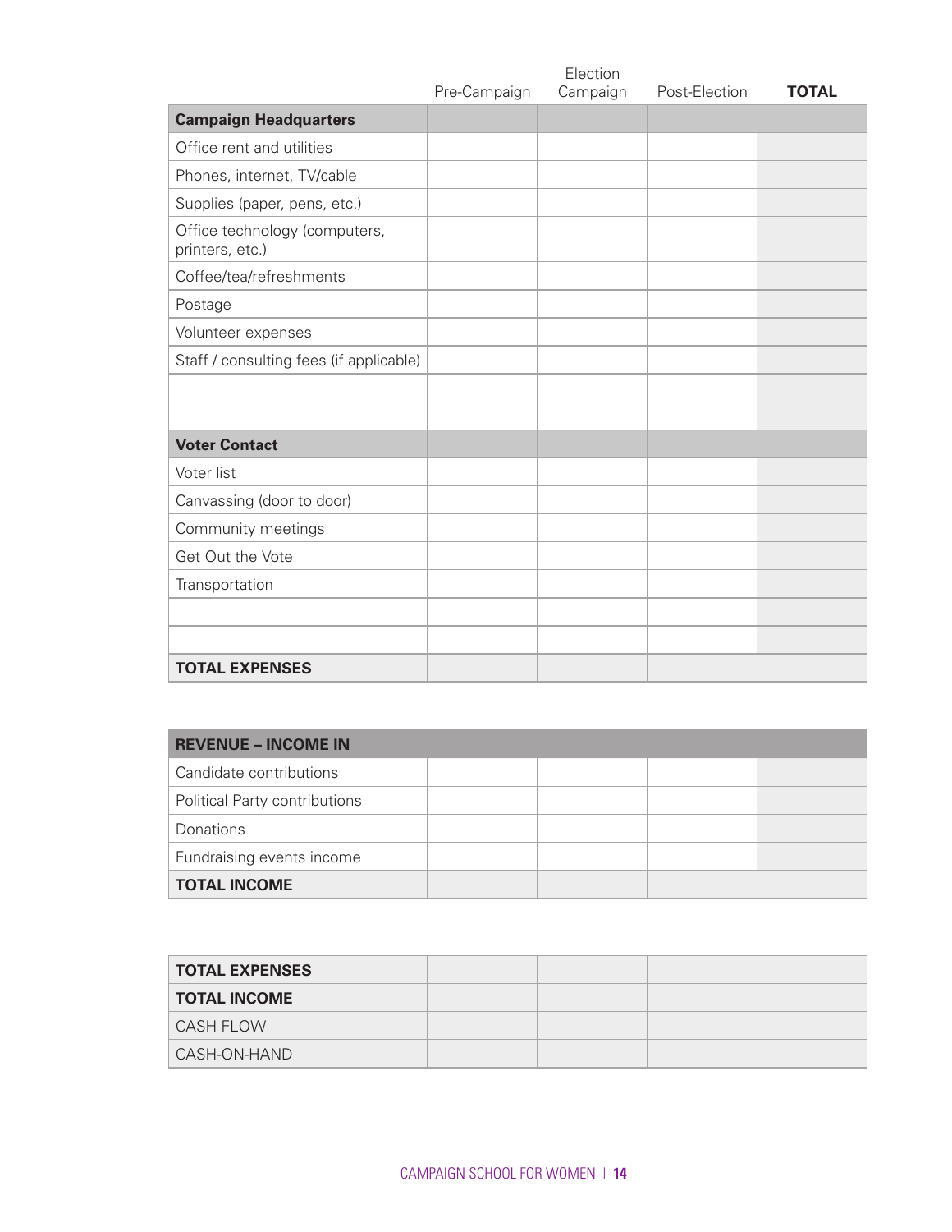| | Pre-Campaign | Election Campaign | Post-Election | **TOTAL** |
|---|---|---|---|---|
| **Campaign Headquarters** | | | | |
| Office rent and utilities | | | | |
| Phones, internet, TV/cable | | | | |
| Supplies (paper, pens, etc.) | | | | |
| Office technology (computers, printers, etc.) | | | | |
| Coffee/tea/refreshments | | | | |
| Postage | | | | |
| Volunteer expenses | | | | |
| Staff / consulting fees (if applicable) | | | | |
| | | | | |
| | | | | |
| **Voter Contact** | | | | |
| Voter list | | | | |
| Canvassing (door to door) | | | | |
| Community meetings | | | | |
| Get Out the Vote | | | | |
| Transportation | | | | |
| | | | | |
| | | | | |
| **TOTAL EXPENSES** | | | | |

| **REVENUE – INCOME IN** | | | | |
|---|---|---|---|---|
| Candidate contributions | | | | |
| Political Party contributions | | | | |
| Donations | | | | |
| Fundraising events income | | | | |
| **TOTAL INCOME** | | | | |

| **TOTAL EXPENSES** | | | | |
|---|---|---|---|---|
| **TOTAL INCOME** | | | | |
| CASH FLOW | | | | |
| CASH-ON-HAND | | | | |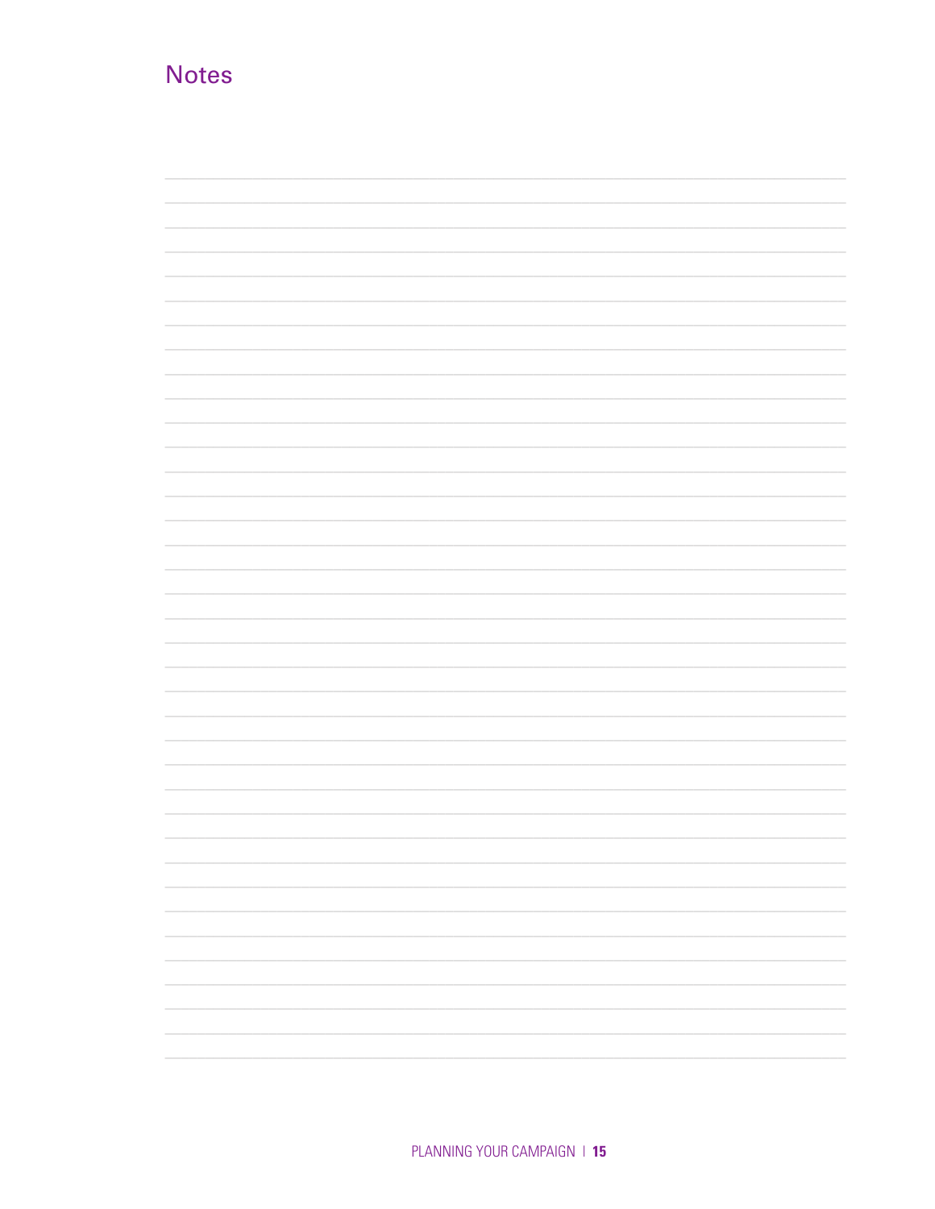## Notes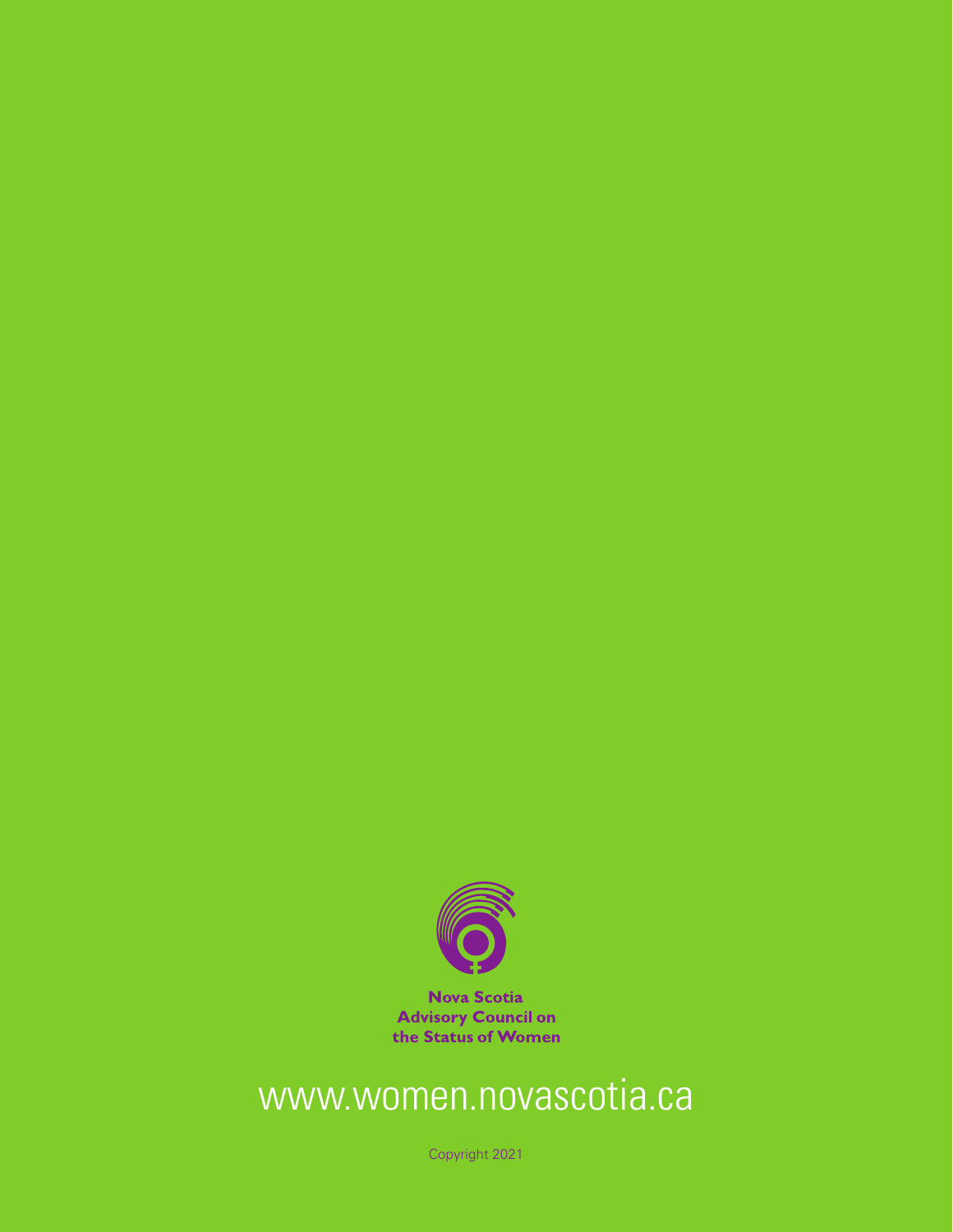**Nova Scotia**
**Advisory Council on**
**the Status of Women**

www.women.novascotia.ca

Copyright 2021